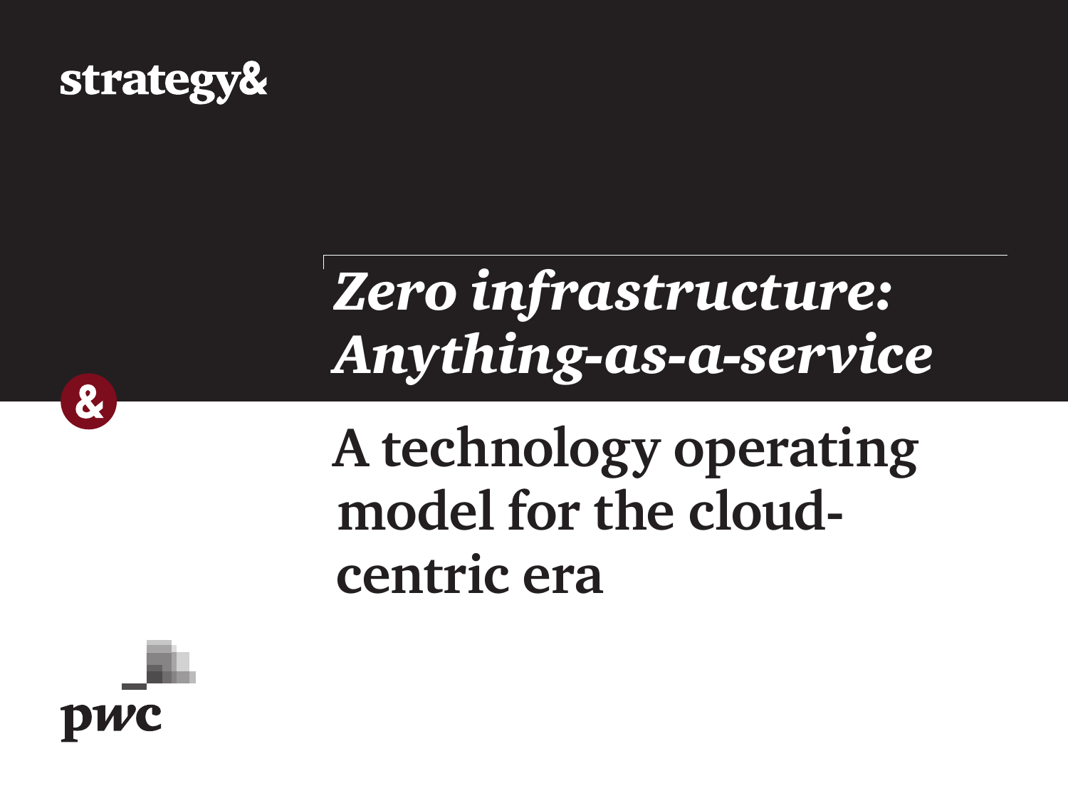strategy&

# *Zero infrastructure: Anything-as-a-service*

## A technology operating model for the cloud-centric era

pwc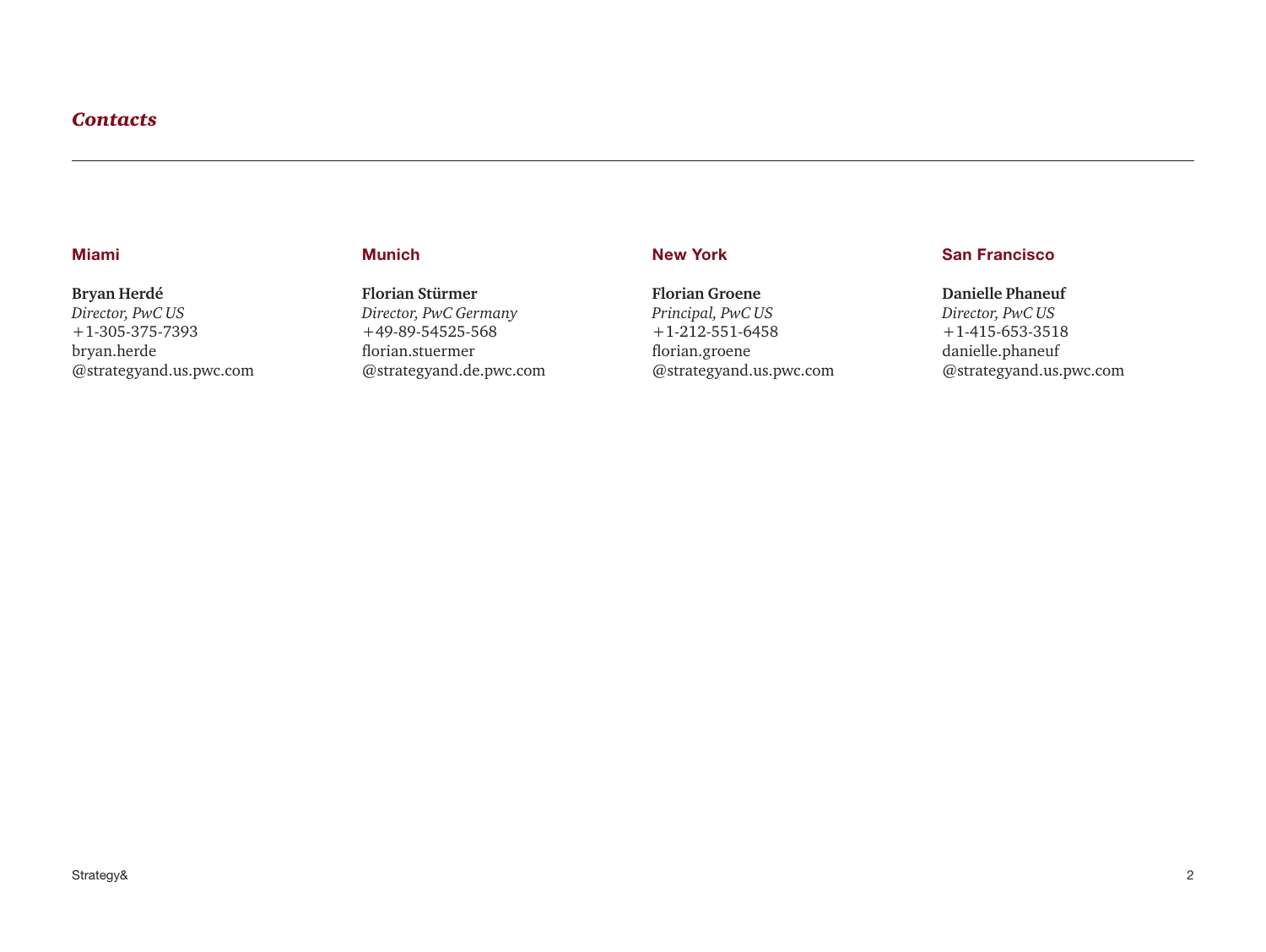## *Contacts*

### Miami

**Bryan Herdé**
*Director, PwC US*
+1-305-375-7393
bryan.herde
@strategyand.us.pwc.com

### Munich

**Florian Stürmer**
*Director, PwC Germany*
+49-89-54525-568
florian.stuermer
@strategyand.de.pwc.com

### New York

**Florian Groene**
*Principal, PwC US*
+1-212-551-6458
florian.groene
@strategyand.us.pwc.com

### San Francisco

**Danielle Phaneuf**
*Director, PwC US*
+1-415-653-3518
danielle.phaneuf
@strategyand.us.pwc.com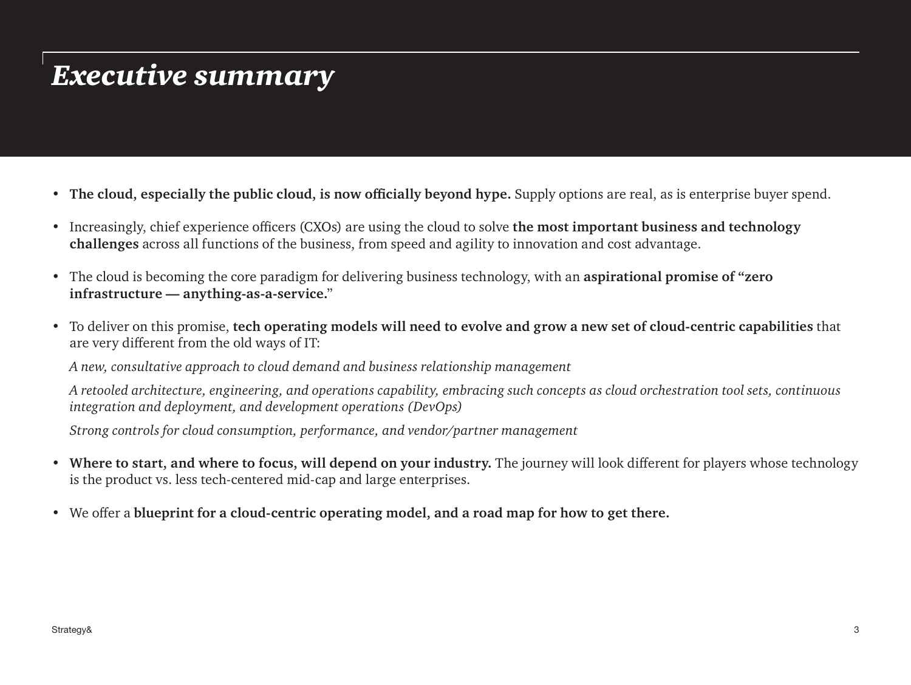# *Executive summary*

- **The cloud, especially the public cloud, is now officially beyond hype.** Supply options are real, as is enterprise buyer spend.
- Increasingly, chief experience officers (CXOs) are using the cloud to solve **the most important business and technology challenges** across all functions of the business, from speed and agility to innovation and cost advantage.
- The cloud is becoming the core paradigm for delivering business technology, with an **aspirational promise of "zero infrastructure — anything-as-a-service.**"
- To deliver on this promise, **tech operating models will need to evolve and grow a new set of cloud-centric capabilities** that are very different from the old ways of IT:

  *A new, consultative approach to cloud demand and business relationship management*

  *A retooled architecture, engineering, and operations capability, embracing such concepts as cloud orchestration tool sets, continuous integration and deployment, and development operations (DevOps)*

  *Strong controls for cloud consumption, performance, and vendor/partner management*

- **Where to start, and where to focus, will depend on your industry.** The journey will look different for players whose technology is the product vs. less tech-centered mid-cap and large enterprises.
- We offer a **blueprint for a cloud-centric operating model, and a road map for how to get there.**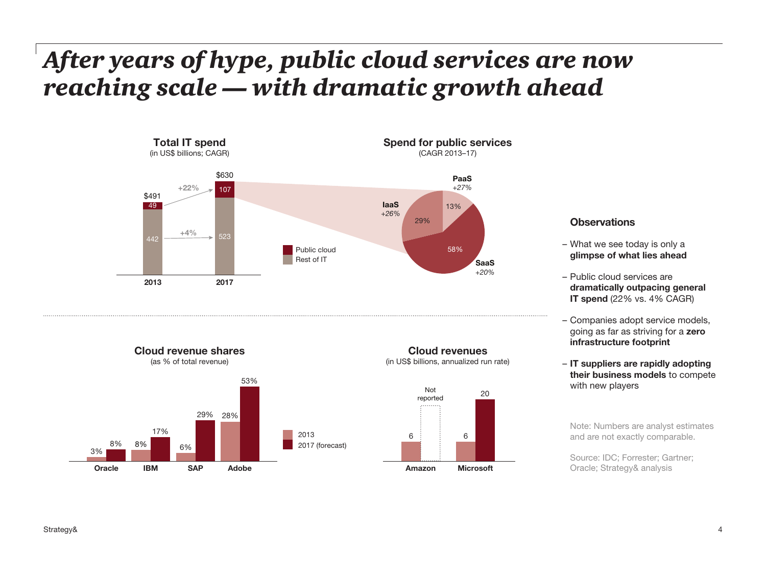# After years of hype, public cloud services are now reaching scale — with dramatic growth ahead

**Total IT spend**
(in US$ billions; CAGR)

| | 2013 | 2017 | CAGR |
|---|---|---|---|
| Public cloud | 49 | 107 | +22% |
| Rest of IT | 442 | 523 | +4% |
| Total | $491 | $630 | |

**Spend for public services**
(CAGR 2013–17)

| Segment | Share | CAGR |
|---|---|---|
| SaaS | 58% | +20% |
| IaaS | 29% | +26% |
| PaaS | 13% | +27% |

**Cloud revenue shares**
(as % of total revenue)

| | 2013 | 2017 (forecast) |
|---|---|---|
| Oracle | 3% | 8% |
| IBM | 8% | 17% |
| SAP | 6% | 29% |
| Adobe | 28% | 53% |

**Cloud revenues**
(in US$ billions, annualized run rate)

| | 2013 | 2017 (forecast) |
|---|---|---|
| Amazon | 6 | Not reported |
| Microsoft | 6 | 20 |

## Observations

- What we see today is only a **glimpse of what lies ahead**
- Public cloud services are **dramatically outpacing general IT spend** (22% vs. 4% CAGR)
- Companies adopt service models, going as far as striving for a **zero infrastructure footprint**
- **IT suppliers are rapidly adopting their business models** to compete with new players

Note: Numbers are analyst estimates and are not exactly comparable.

Source: IDC; Forrester; Gartner; Oracle; Strategy& analysis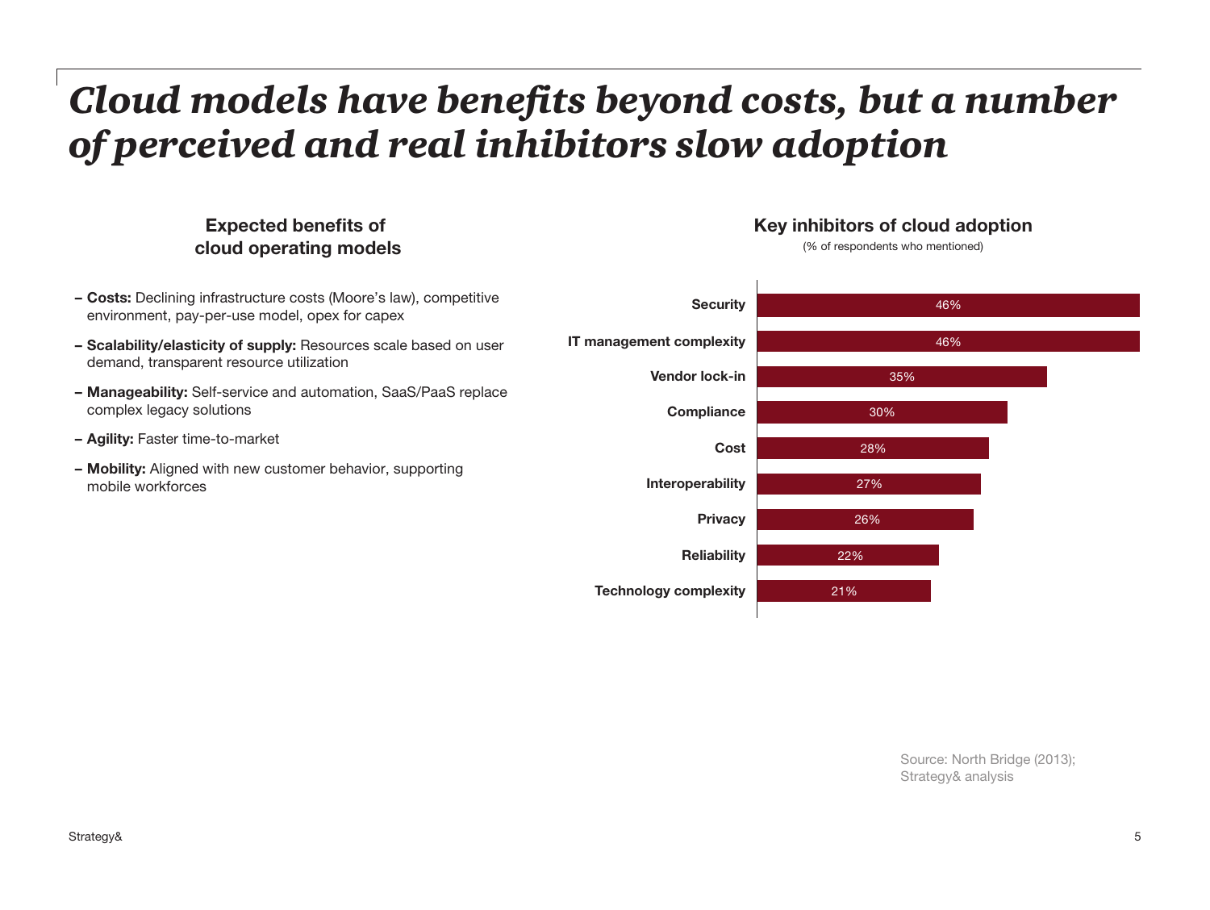# *Cloud models have benefits beyond costs, but a number of perceived and real inhibitors slow adoption*

### Expected benefits of cloud operating models

- **Costs:** Declining infrastructure costs (Moore's law), competitive environment, pay-per-use model, opex for capex
- **Scalability/elasticity of supply:** Resources scale based on user demand, transparent resource utilization
- **Manageability:** Self-service and automation, SaaS/PaaS replace complex legacy solutions
- **Agility:** Faster time-to-market
- **Mobility:** Aligned with new customer behavior, supporting mobile workforces

### Key inhibitors of cloud adoption

(% of respondents who mentioned)

| Inhibitor | % |
|---|---|
| Security | 46% |
| IT management complexity | 46% |
| Vendor lock-in | 35% |
| Compliance | 30% |
| Cost | 28% |
| Interoperability | 27% |
| Privacy | 26% |
| Reliability | 22% |
| Technology complexity | 21% |

Source: North Bridge (2013); Strategy& analysis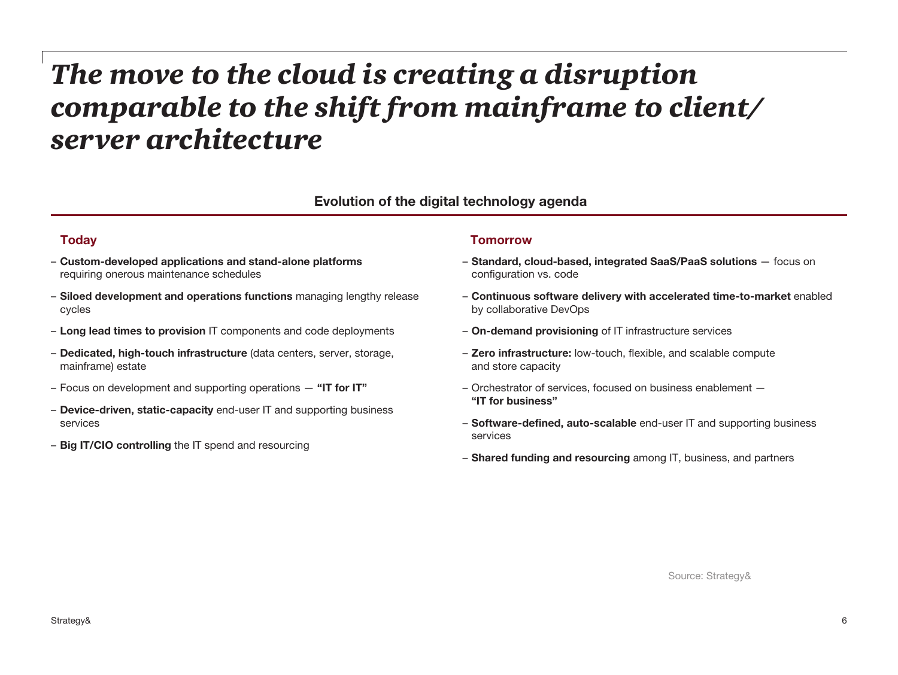# *The move to the cloud is creating a disruption comparable to the shift from mainframe to client/server architecture*

**Evolution of the digital technology agenda**

### Today

- **Custom-developed applications and stand-alone platforms** requiring onerous maintenance schedules
- **Siloed development and operations functions** managing lengthy release cycles
- **Long lead times to provision** IT components and code deployments
- **Dedicated, high-touch infrastructure** (data centers, server, storage, mainframe) estate
- Focus on development and supporting operations — **"IT for IT"**
- **Device-driven, static-capacity** end-user IT and supporting business services
- **Big IT/CIO controlling** the IT spend and resourcing

### Tomorrow

- **Standard, cloud-based, integrated SaaS/PaaS solutions** — focus on configuration vs. code
- **Continuous software delivery with accelerated time-to-market** enabled by collaborative DevOps
- **On-demand provisioning** of IT infrastructure services
- **Zero infrastructure:** low-touch, flexible, and scalable compute and store capacity
- Orchestrator of services, focused on business enablement — **"IT for business"**
- **Software-defined, auto-scalable** end-user IT and supporting business services
- **Shared funding and resourcing** among IT, business, and partners

Source: Strategy&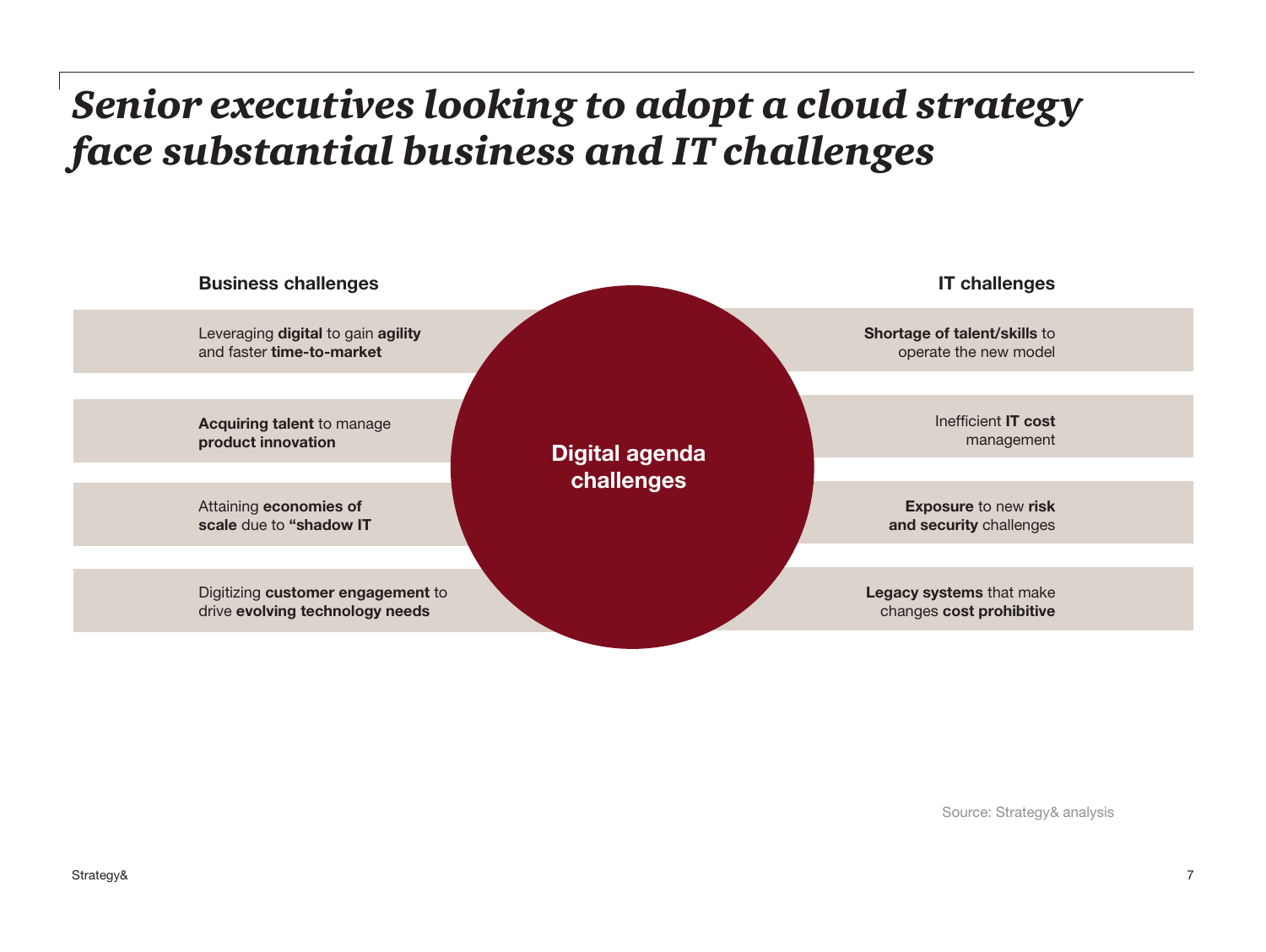# *Senior executives looking to adopt a cloud strategy face substantial business and IT challenges*

**Digital agenda challenges**

### Business challenges

- Leveraging **digital** to gain **agility** and faster **time-to-market**
- **Acquiring talent** to manage **product innovation**
- Attaining **economies of scale** due to **“shadow IT**
- Digitizing **customer engagement** to drive **evolving technology needs**

### IT challenges

- **Shortage of talent/skills** to operate the new model
- Inefficient **IT cost** management
- **Exposure** to new **risk and security** challenges
- **Legacy systems** that make changes **cost prohibitive**

Source: Strategy& analysis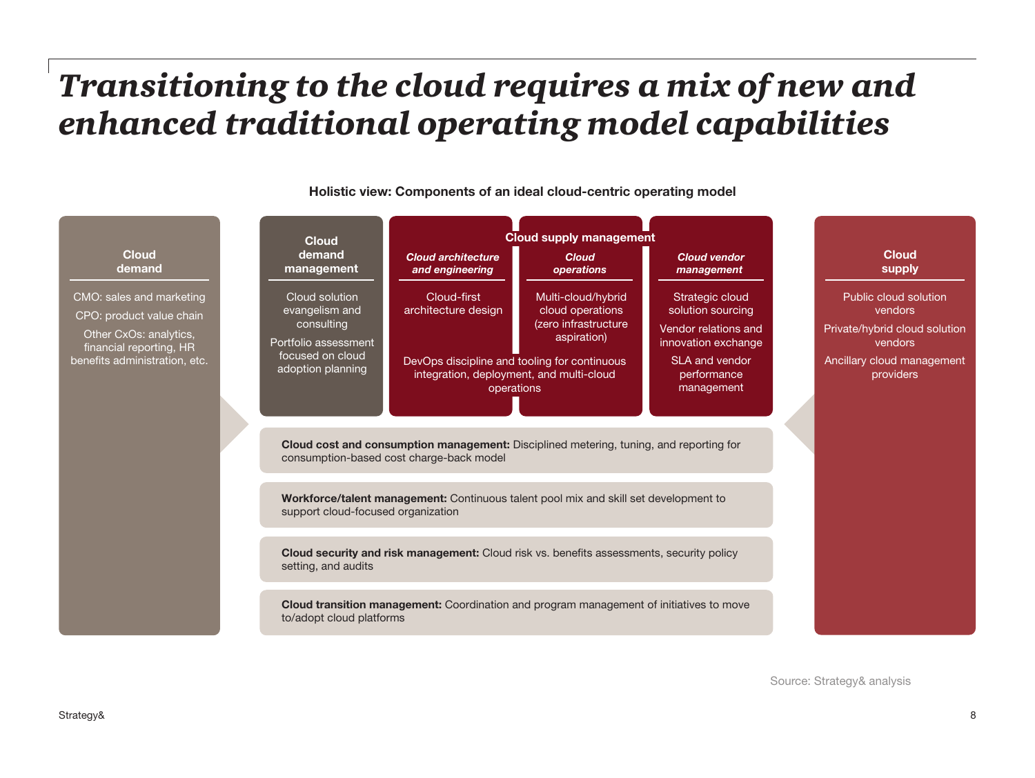# *Transitioning to the cloud requires a mix of new and enhanced traditional operating model capabilities*

**Holistic view: Components of an ideal cloud-centric operating model**

**Cloud demand**

- CMO: sales and marketing
- CPO: product value chain
- Other CxOs: analytics, financial reporting, HR benefits administration, etc.

**Cloud demand management**

- Cloud solution evangelism and consulting
- Portfolio assessment focused on cloud adoption planning

**Cloud supply management**

***Cloud architecture and engineering***

- Cloud-first architecture design

***Cloud operations***

- Multi-cloud/hybrid cloud operations (zero infrastructure aspiration)

*(Cloud architecture and engineering / Cloud operations)*

- DevOps discipline and tooling for continuous integration, deployment, and multi-cloud operations

***Cloud vendor management***

- Strategic cloud solution sourcing
- Vendor relations and innovation exchange
- SLA and vendor performance management

**Cloud cost and consumption management:** Disciplined metering, tuning, and reporting for consumption-based cost charge-back model

**Workforce/talent management:** Continuous talent pool mix and skill set development to support cloud-focused organization

**Cloud security and risk management:** Cloud risk vs. benefits assessments, security policy setting, and audits

**Cloud transition management:** Coordination and program management of initiatives to move to/adopt cloud platforms

**Cloud supply**

- Public cloud solution vendors
- Private/hybrid cloud solution vendors
- Ancillary cloud management providers

Source: Strategy& analysis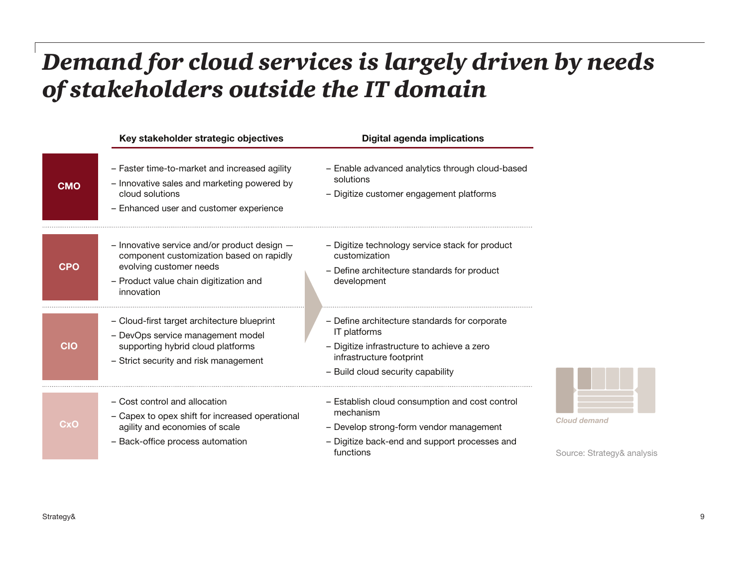# *Demand for cloud services is largely driven by needs of stakeholders outside the IT domain*

| | Key stakeholder strategic objectives | Digital agenda implications |
|---|---|---|
| **CMO** | – Faster time-to-market and increased agility<br>– Innovative sales and marketing powered by cloud solutions<br>– Enhanced user and customer experience | – Enable advanced analytics through cloud-based solutions<br>– Digitize customer engagement platforms |
| **CPO** | – Innovative service and/or product design — component customization based on rapidly evolving customer needs<br>– Product value chain digitization and innovation | – Digitize technology service stack for product customization<br>– Define architecture standards for product development |
| **CIO** | – Cloud-first target architecture blueprint<br>– DevOps service management model supporting hybrid cloud platforms<br>– Strict security and risk management | – Define architecture standards for corporate IT platforms<br>– Digitize infrastructure to achieve a zero infrastructure footprint<br>– Build cloud security capability |
| **CxO** | – Cost control and allocation<br>– Capex to opex shift for increased operational agility and economies of scale<br>– Back-office process automation | – Establish cloud consumption and cost control mechanism<br>– Develop strong-form vendor management<br>– Digitize back-end and support processes and functions |

*Cloud demand*

Source: Strategy& analysis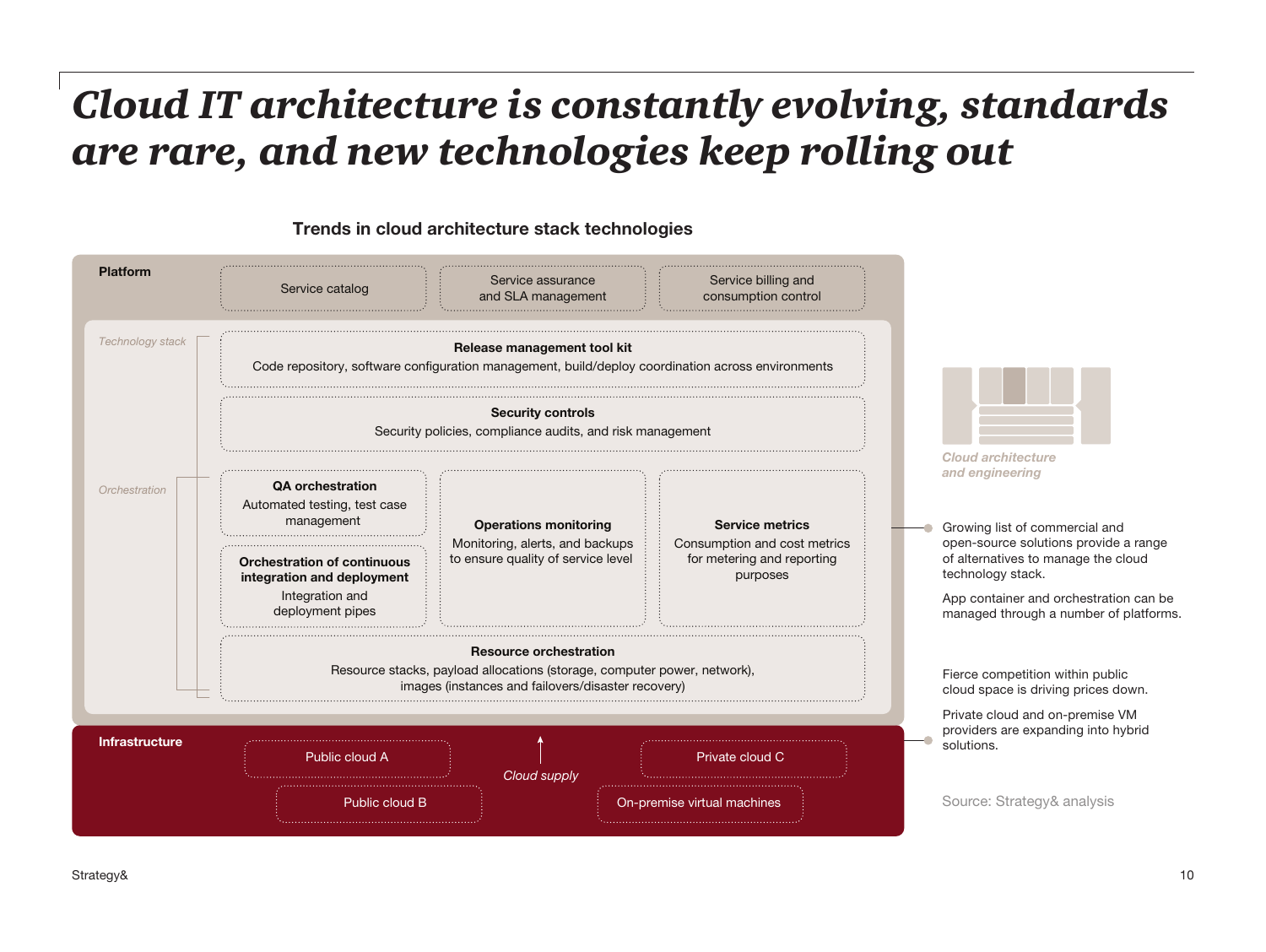# *Cloud IT architecture is constantly evolving, standards are rare, and new technologies keep rolling out*

## Trends in cloud architecture stack technologies

**Platform**

- Service catalog
- Service assurance and SLA management
- Service billing and consumption control

*Technology stack*

**Release management tool kit**
Code repository, software configuration management, build/deploy coordination across environments

**Security controls**
Security policies, compliance audits, and risk management

*Orchestration*

**QA orchestration**
Automated testing, test case management

**Orchestration of continuous integration and deployment**
Integration and deployment pipes

**Operations monitoring**
Monitoring, alerts, and backups to ensure quality of service level

**Service metrics**
Consumption and cost metrics for metering and reporting purposes

**Resource orchestration**
Resource stacks, payload allocations (storage, computer power, network), images (instances and failovers/disaster recovery)

**Infrastructure**

- Public cloud A
- Public cloud B
- Private cloud C
- On-premise virtual machines

*Cloud supply*

*Cloud architecture and engineering*

Growing list of commercial and open-source solutions provide a range of alternatives to manage the cloud technology stack.

App container and orchestration can be managed through a number of platforms.

Fierce competition within public cloud space is driving prices down.

Private cloud and on-premise VM providers are expanding into hybrid solutions.

Source: Strategy& analysis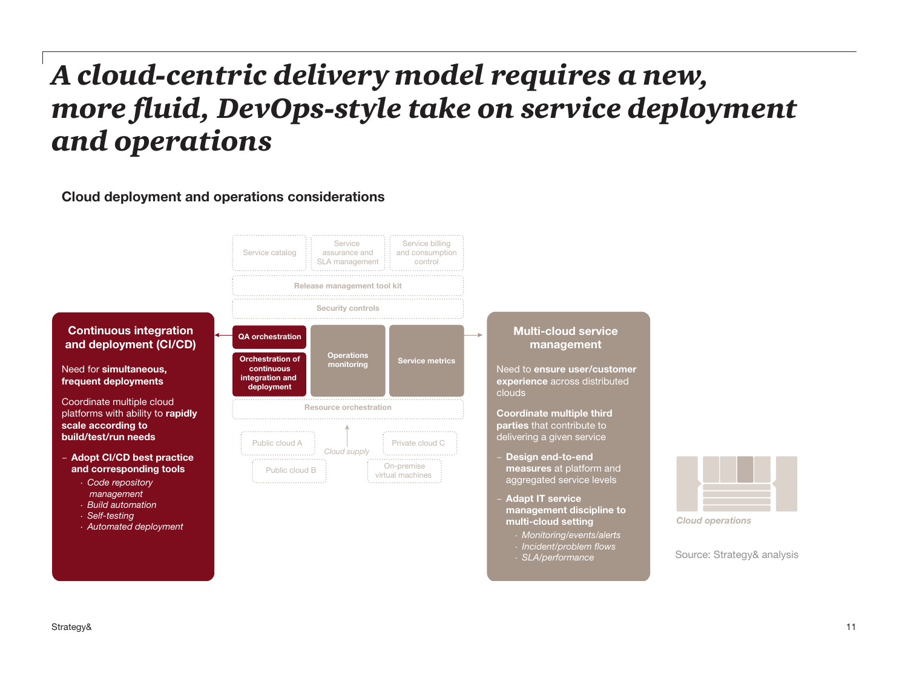# A cloud-centric delivery model requires a new, more fluid, DevOps-style take on service deployment and operations

**Cloud deployment and operations considerations**

Service catalog

Service assurance and SLA management

Service billing and consumption control

Release management tool kit

Security controls

QA orchestration

Orchestration of continuous integration and deployment

Operations monitoring

Service metrics

Resource orchestration

Public cloud A

Public cloud B

Cloud supply

Private cloud C

On-premise virtual machines

### Continuous integration and deployment (CI/CD)

Need for **simultaneous, frequent deployments**

Coordinate multiple cloud platforms with ability to **rapidly scale according to build/test/run needs**

- **Adopt CI/CD best practice and corresponding tools**
  - *Code repository management*
  - *Build automation*
  - *Self-testing*
  - *Automated deployment*

### Multi-cloud service management

Need to **ensure user/customer experience** across distributed clouds

**Coordinate multiple third parties** that contribute to delivering a given service

- **Design end-to-end measures** at platform and aggregated service levels
- **Adopt IT service management discipline to multi-cloud setting**
  - *Monitoring/events/alerts*
  - *Incident/problem flows*
  - *SLA/performance*

*Cloud operations*

Source: Strategy& analysis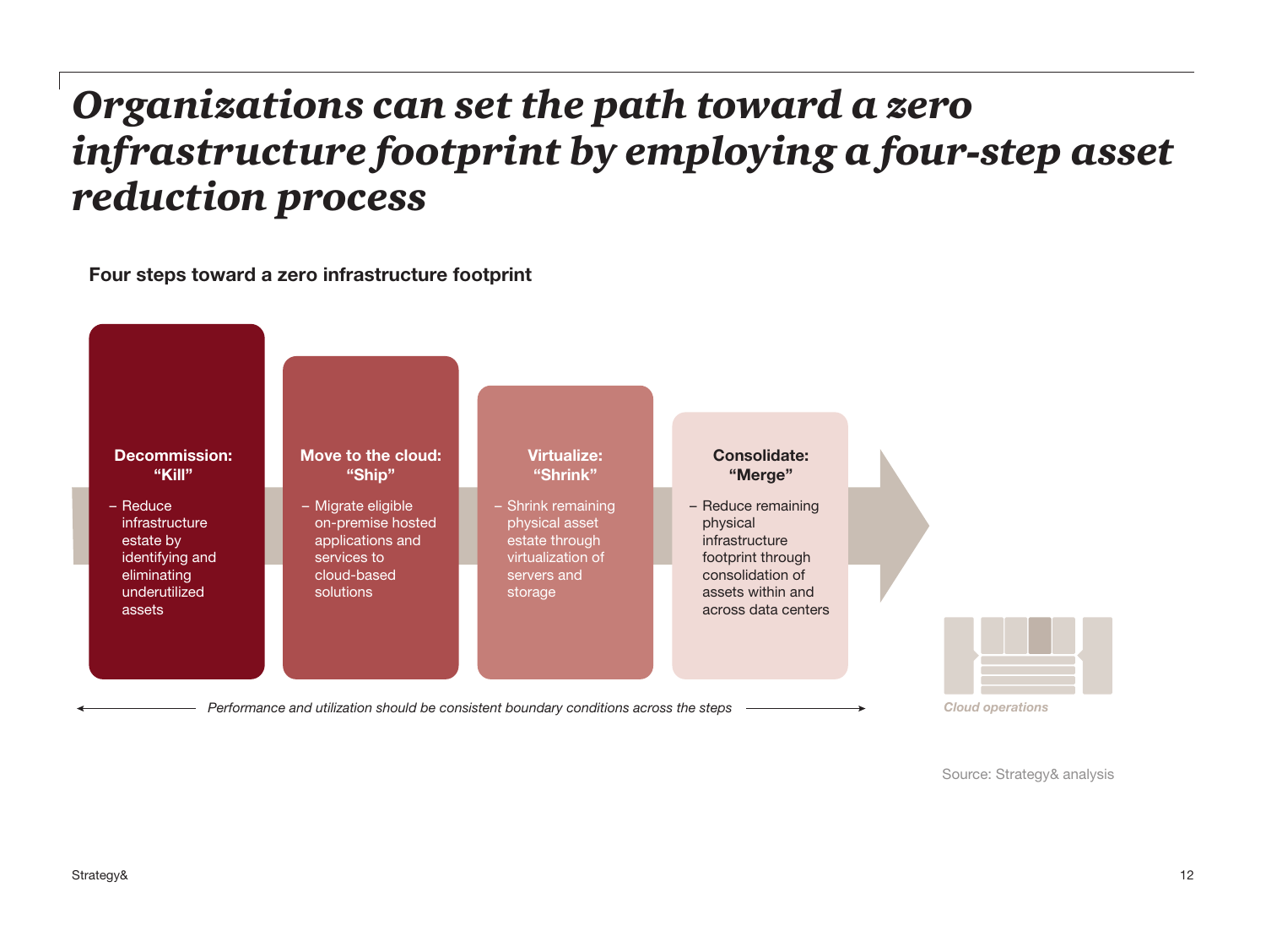# *Organizations can set the path toward a zero infrastructure footprint by employing a four-step asset reduction process*

**Four steps toward a zero infrastructure footprint**

**Decommission: "Kill"**
- Reduce infrastructure estate by identifying and eliminating underutilized assets

**Move to the cloud: "Ship"**
- Migrate eligible on-premise hosted applications and services to cloud-based solutions

**Virtualize: "Shrink"**
- Shrink remaining physical asset estate through virtualization of servers and storage

**Consolidate: "Merge"**
- Reduce remaining physical infrastructure footprint through consolidation of assets within and across data centers

*Cloud operations*

*Performance and utilization should be consistent boundary conditions across the steps*

Source: Strategy& analysis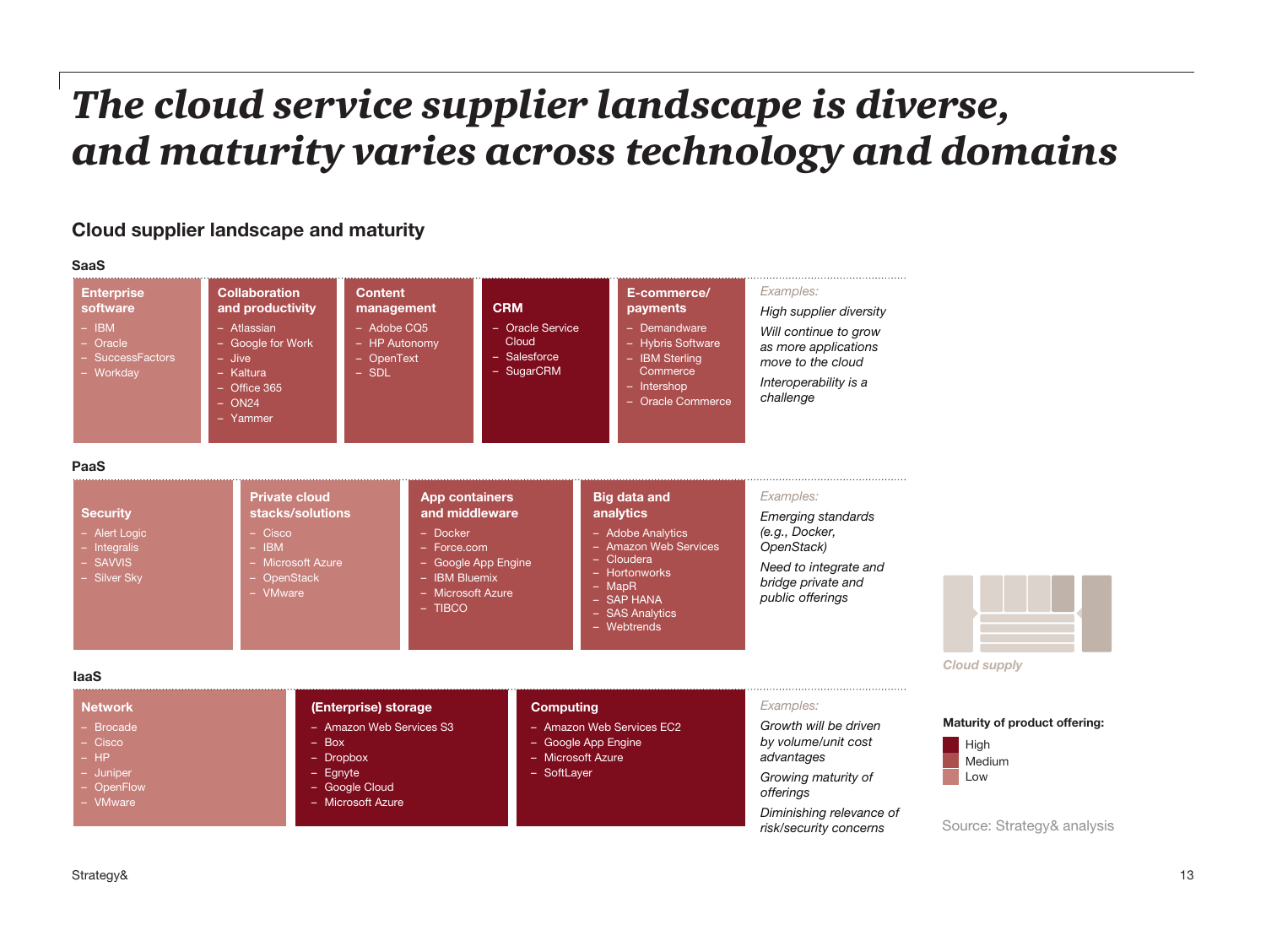# *The cloud service supplier landscape is diverse, and maturity varies across technology and domains*

## Cloud supplier landscape and maturity

### SaaS

**Enterprise software** (Low)
- IBM
- Oracle
- SuccessFactors
- Workday

**Collaboration and productivity** (Medium)
- Atlassian
- Google for Work
- Jive
- Kaltura
- Office 365
- ON24
- Yammer

**Content management** (Medium)
- Adobe CQ5
- HP Autonomy
- OpenText
- SDL

**CRM** (High)
- Oracle Service Cloud
- Salesforce
- SugarCRM

**E-commerce/ payments** (Medium)
- Demandware
- Hybris Software
- IBM Sterling Commerce
- Intershop
- Oracle Commerce

*Examples:*

*High supplier diversity*

*Will continue to grow as more applications move to the cloud*

*Interoperability is a challenge*

### PaaS

**Security** (Low)
- Alert Logic
- Integralis
- SAVVIS
- Silver Sky

**Private cloud stacks/solutions** (Low)
- Cisco
- IBM
- Microsoft Azure
- OpenStack
- VMware

**App containers and middleware** (Medium)
- Docker
- Force.com
- Google App Engine
- IBM Bluemix
- Microsoft Azure
- TIBCO

**Big data and analytics** (Medium)
- Adobe Analytics
- Amazon Web Services
- Cloudera
- Hortonworks
- MapR
- SAP HANA
- SAS Analytics
- Webtrends

*Examples:*

*Emerging standards (e.g., Docker, OpenStack)*

*Need to integrate and bridge private and public offerings*

### IaaS

**Network** (Low)
- Brocade
- Cisco
- HP
- Juniper
- OpenFlow
- VMware

**(Enterprise) storage** (High)
- Amazon Web Services S3
- Box
- Dropbox
- Egnyte
- Google Cloud
- Microsoft Azure

**Computing** (High)
- Amazon Web Services EC2
- Google App Engine
- Microsoft Azure
- SoftLayer

*Examples:*

*Growth will be driven by volume/unit cost advantages*

*Growing maturity of offerings*

*Diminishing relevance of risk/security concerns*

*Cloud supply*

**Maturity of product offering:**
- High
- Medium
- Low

Source: Strategy& analysis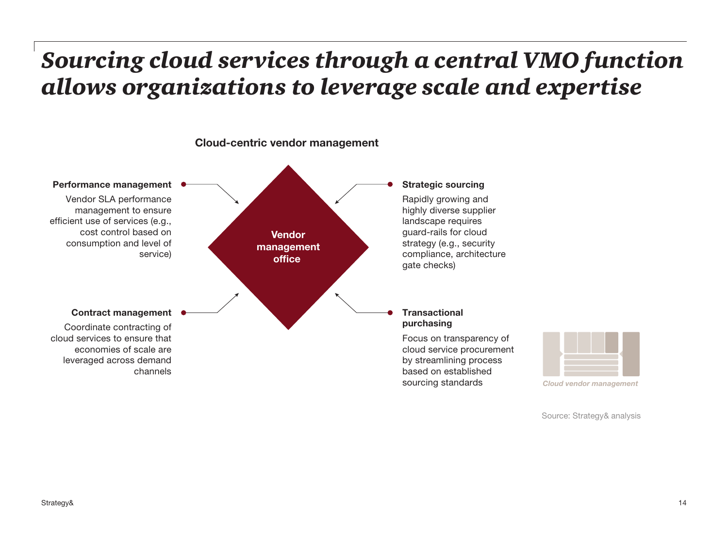# *Sourcing cloud services through a central VMO function allows organizations to leverage scale and expertise*

## Cloud-centric vendor management

**Vendor management office**

**Performance management**

Vendor SLA performance management to ensure efficient use of services (e.g., cost control based on consumption and level of service)

**Strategic sourcing**

Rapidly growing and highly diverse supplier landscape requires guard-rails for cloud strategy (e.g., security compliance, architecture gate checks)

**Contract management**

Coordinate contracting of cloud services to ensure that economies of scale are leveraged across demand channels

**Transactional purchasing**

Focus on transparency of cloud service procurement by streamlining process based on established sourcing standards

*Cloud vendor management*

Source: Strategy& analysis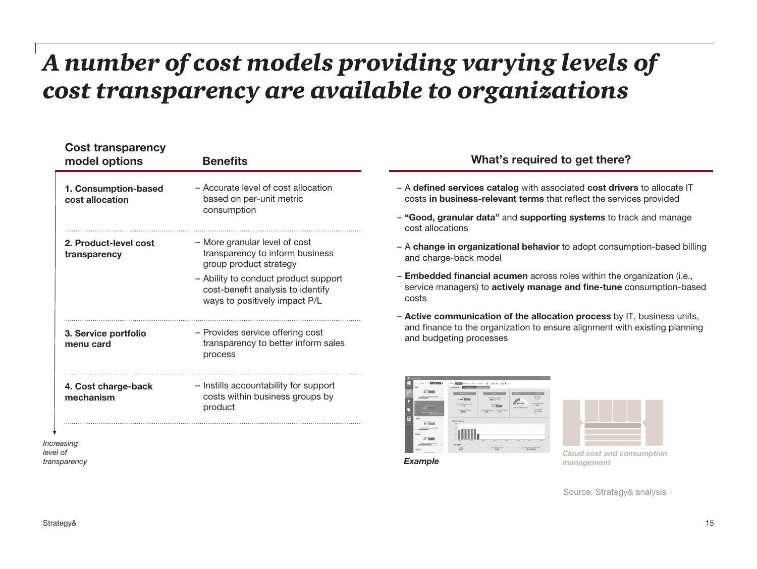# A number of cost models providing varying levels of cost transparency are available to organizations

| Cost transparency model options | Benefits |
|---|---|
| **1. Consumption-based cost allocation** | – Accurate level of cost allocation based on per-unit metric consumption |
| **2. Product-level cost transparency** | – More granular level of cost transparency to inform business group product strategy<br>– Ability to conduct product support cost-benefit analysis to identify ways to positively impact P/L |
| **3. Service portfolio menu card** | – Provides service offering cost transparency to better inform sales process |
| **4. Cost charge-back mechanism** | – Instills accountability for support costs within business groups by product |

*Increasing level of transparency*

### What's required to get there?

- A **defined services catalog** with associated **cost drivers** to allocate IT costs **in business-relevant terms** that reflect the services provided
- **"Good, granular data"** and **supporting systems** to track and manage cost allocations
- A **change in organizational behavior** to adopt consumption-based billing and charge-back model
- **Embedded financial acumen** across roles within the organization (i.e., service managers) to **actively manage and fine-tune** consumption-based costs
- **Active communication of the allocation process** by IT, business units, and finance to the organization to ensure alignment with existing planning and budgeting processes

***Example***

***Cloud cost and consumption management***

Source: Strategy& analysis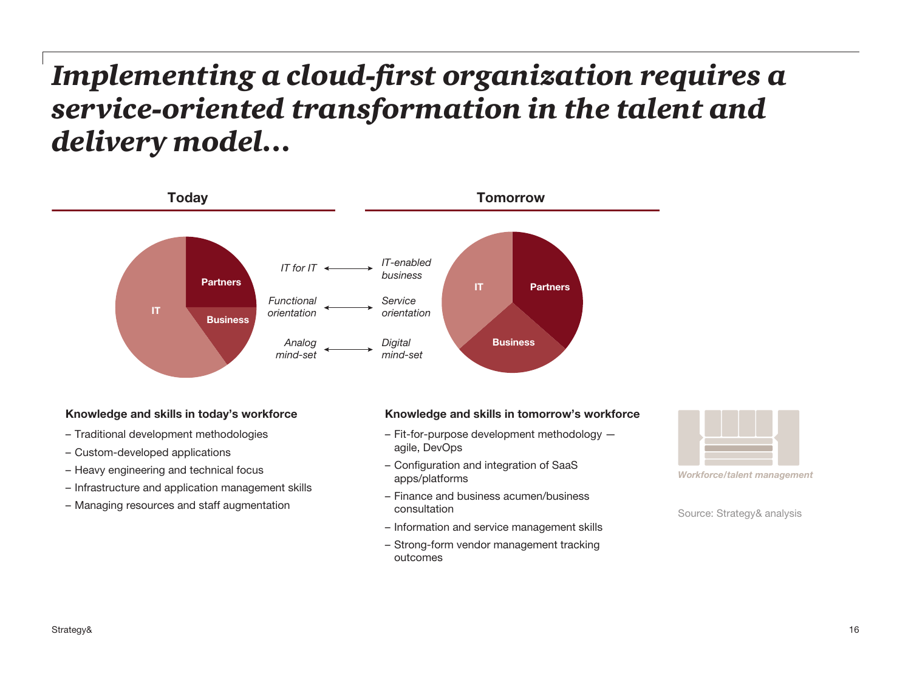# *Implementing a cloud-first organization requires a service-oriented transformation in the talent and delivery model…*

| Today | | Tomorrow |
|---|---|---|
| IT, Partners, Business | | IT, Partners, Business |
| *IT for IT* | ⟷ | *IT-enabled business* |
| *Functional orientation* | ⟷ | *Service orientation* |
| *Analog mind-set* | ⟷ | *Digital mind-set* |

**Knowledge and skills in today's workforce**

– Traditional development methodologies
– Custom-developed applications
– Heavy engineering and technical focus
– Infrastructure and application management skills
– Managing resources and staff augmentation

**Knowledge and skills in tomorrow's workforce**

– Fit-for-purpose development methodology — agile, DevOps
– Configuration and integration of SaaS apps/platforms
– Finance and business acumen/business consultation
– Information and service management skills
– Strong-form vendor management tracking outcomes

*Workforce/talent management*

Source: Strategy& analysis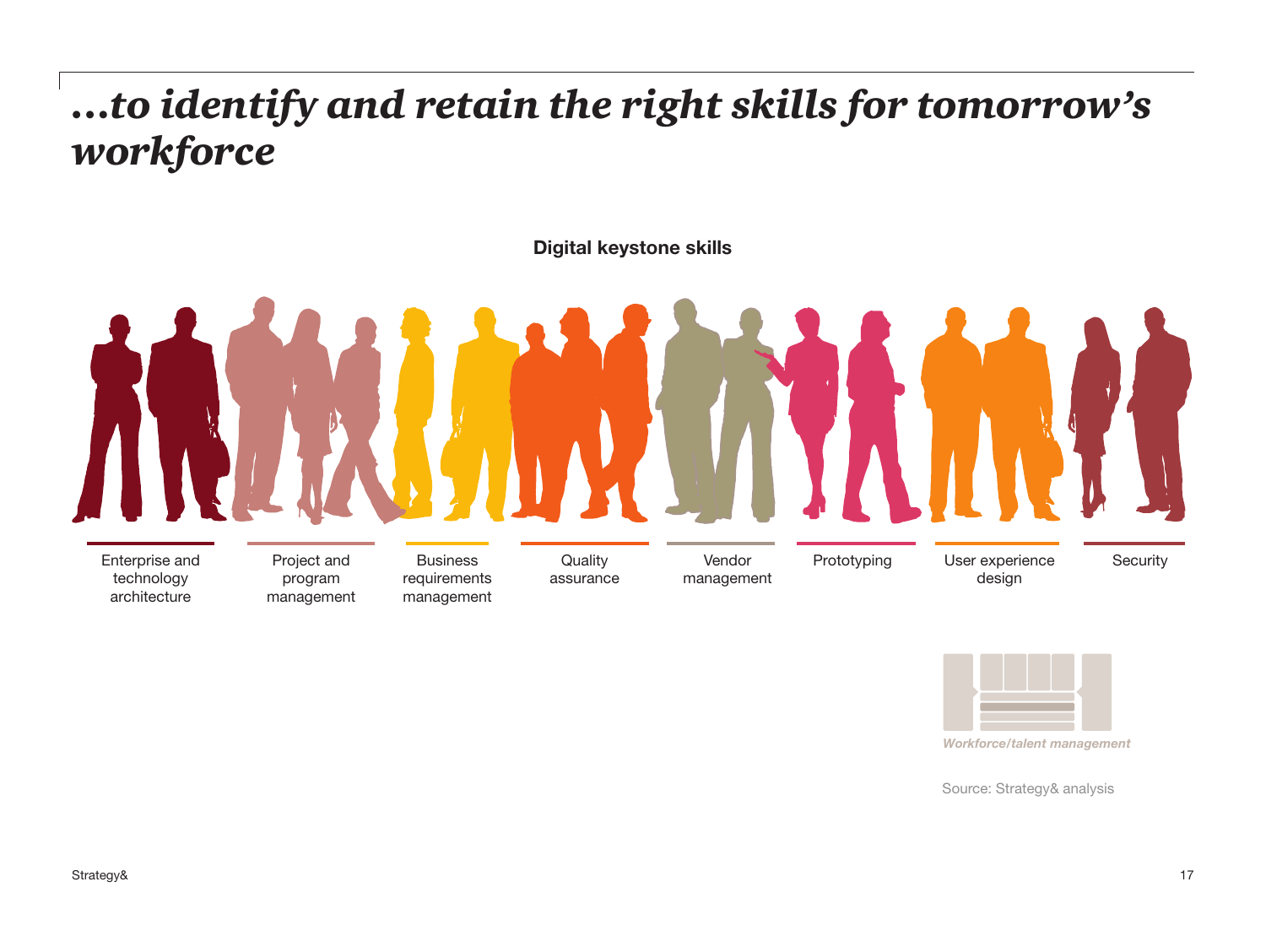# *...to identify and retain the right skills for tomorrow's workforce*

**Digital keystone skills**

- Enterprise and technology architecture
- Project and program management
- Business requirements management
- Quality assurance
- Vendor management
- Prototyping
- User experience design
- Security

*Workforce/talent management*

Source: Strategy& analysis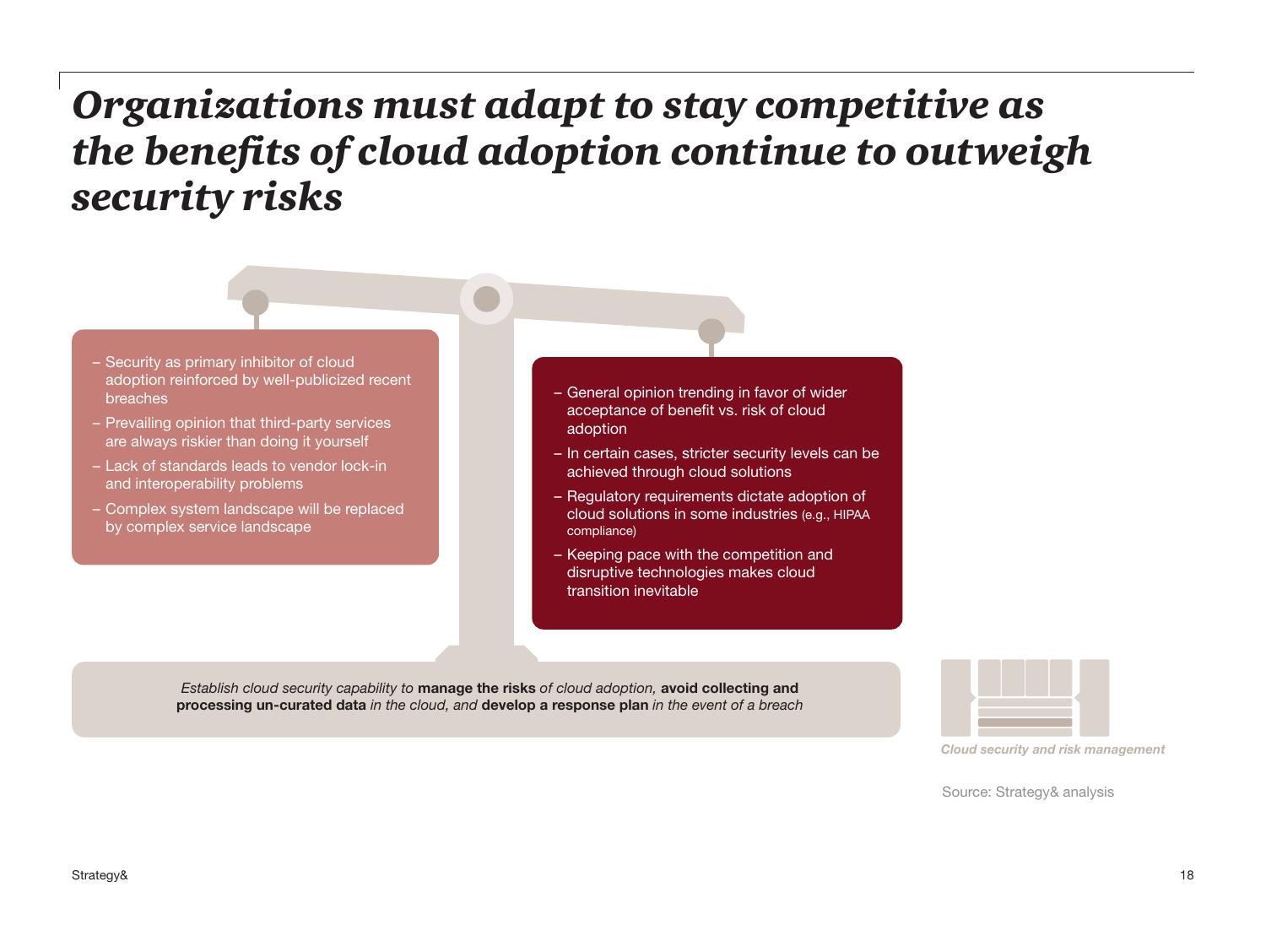# *Organizations must adapt to stay competitive as the benefits of cloud adoption continue to outweigh security risks*

- Security as primary inhibitor of cloud adoption reinforced by well-publicized recent breaches
- Prevailing opinion that third-party services are always riskier than doing it yourself
- Lack of standards leads to vendor lock-in and interoperability problems
- Complex system landscape will be replaced by complex service landscape

- General opinion trending in favor of wider acceptance of benefit vs. risk of cloud adoption
- In certain cases, stricter security levels can be achieved through cloud solutions
- Regulatory requirements dictate adoption of cloud solutions in some industries (e.g., HIPAA compliance)
- Keeping pace with the competition and disruptive technologies makes cloud transition inevitable

*Establish cloud security capability to* **manage the risks** *of cloud adoption,* **avoid collecting and processing un-curated data** *in the cloud, and* **develop a response plan** *in the event of a breach*

*Cloud security and risk management*

Source: Strategy& analysis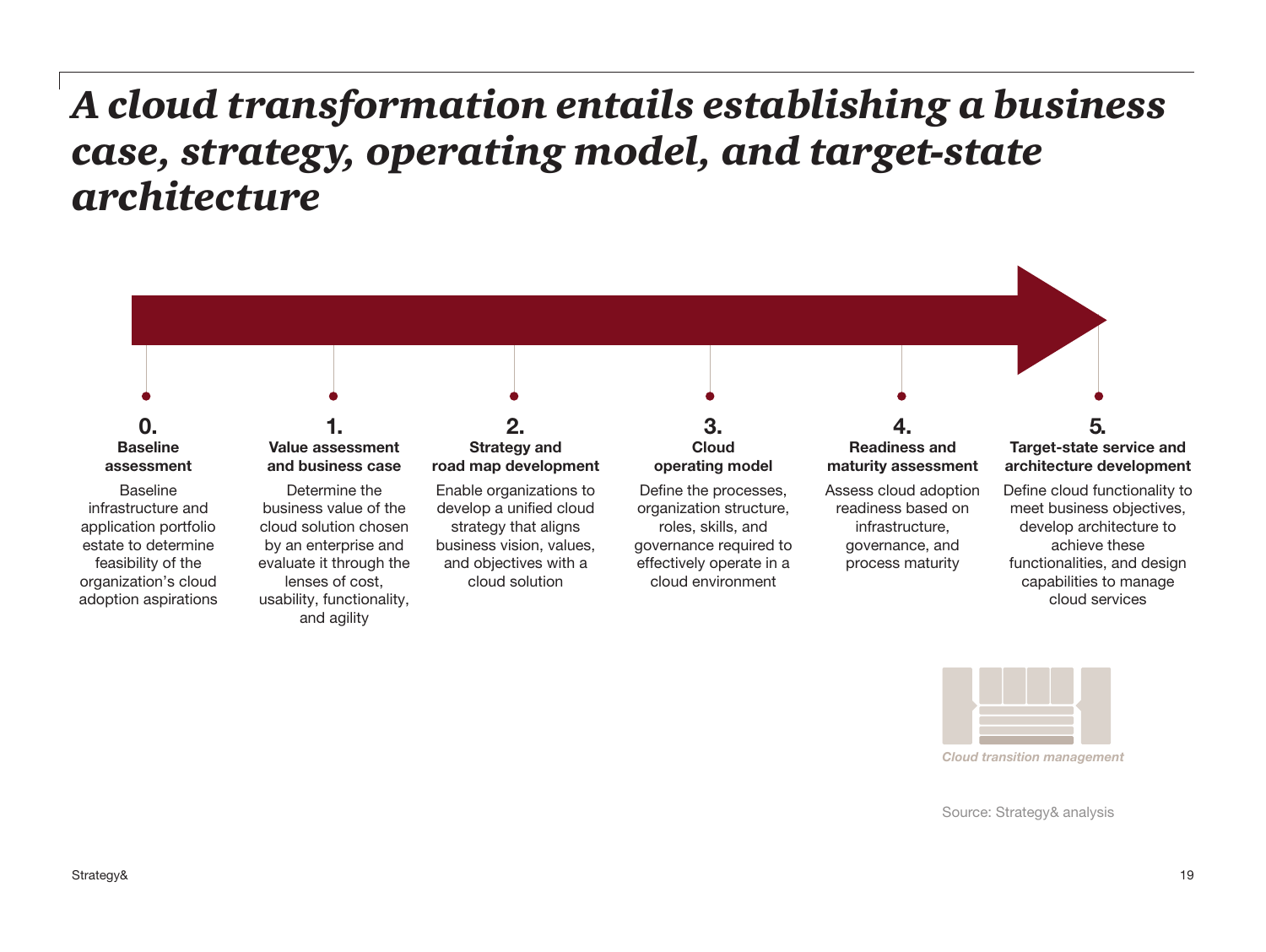# *A cloud transformation entails establishing a business case, strategy, operating model, and target-state architecture*

**0.**
**Baseline assessment**
Baseline infrastructure and application portfolio estate to determine feasibility of the organization's cloud adoption aspirations

**1.**
**Value assessment and business case**
Determine the business value of the cloud solution chosen by an enterprise and evaluate it through the lenses of cost, usability, functionality, and agility

**2.**
**Strategy and road map development**
Enable organizations to develop a unified cloud strategy that aligns business vision, values, and objectives with a cloud solution

**3.**
**Cloud operating model**
Define the processes, organization structure, roles, skills, and governance required to effectively operate in a cloud environment

**4.**
**Readiness and maturity assessment**
Assess cloud adoption readiness based on infrastructure, governance, and process maturity

**5.**
**Target-state service and architecture development**
Define cloud functionality to meet business objectives, develop architecture to achieve these functionalities, and design capabilities to manage cloud services

*Cloud transition management*

Source: Strategy& analysis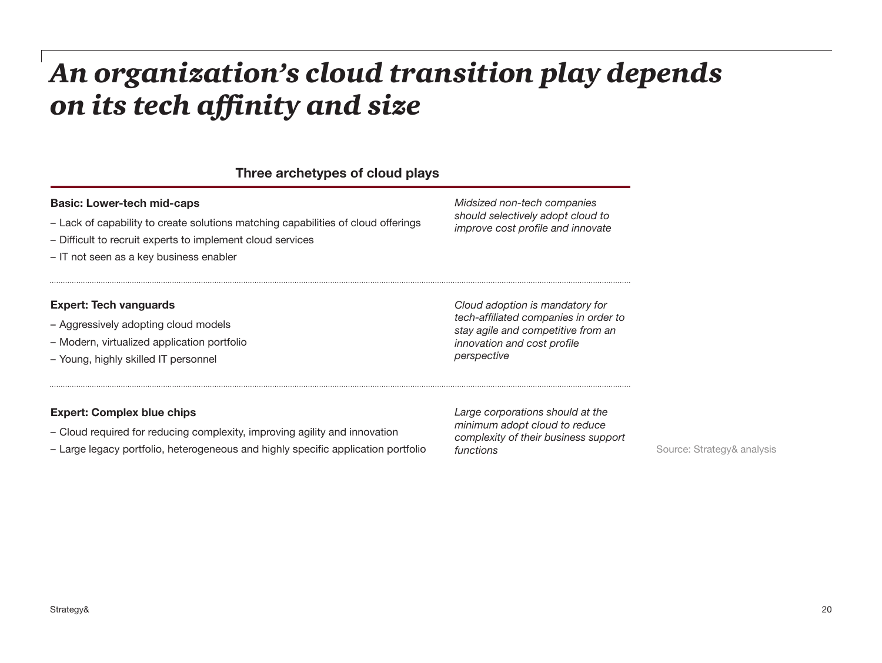# *An organization's cloud transition play depends on its tech affinity and size*

## Three archetypes of cloud plays

**Basic: Lower-tech mid-caps**

- – Lack of capability to create solutions matching capabilities of cloud offerings
- – Difficult to recruit experts to implement cloud services
- – IT not seen as a key business enabler

*Midsized non-tech companies should selectively adopt cloud to improve cost profile and innovate*

**Expert: Tech vanguards**

- – Aggressively adopting cloud models
- – Modern, virtualized application portfolio
- – Young, highly skilled IT personnel

*Cloud adoption is mandatory for tech-affiliated companies in order to stay agile and competitive from an innovation and cost profile perspective*

**Expert: Complex blue chips**

- – Cloud required for reducing complexity, improving agility and innovation
- – Large legacy portfolio, heterogeneous and highly specific application portfolio

*Large corporations should at the minimum adopt cloud to reduce complexity of their business support functions*

Source: Strategy& analysis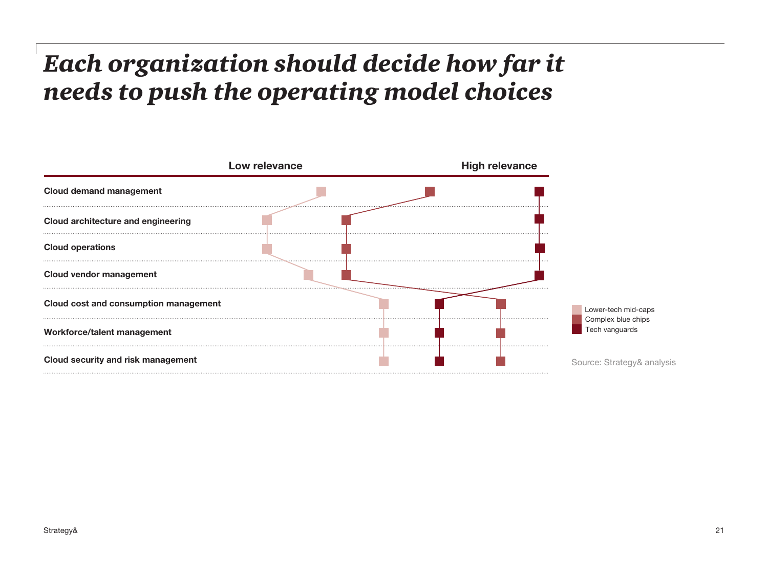# *Each organization should decide how far it needs to push the operating model choices*

| | Low relevance → High relevance |
|---|---|
| Cloud demand management | |
| Cloud architecture and engineering | |
| Cloud operations | |
| Cloud vendor management | |
| Cloud cost and consumption management | |
| Workforce/talent management | |
| Cloud security and risk management | |

Lower-tech mid-caps
Complex blue chips
Tech vanguards

Source: Strategy& analysis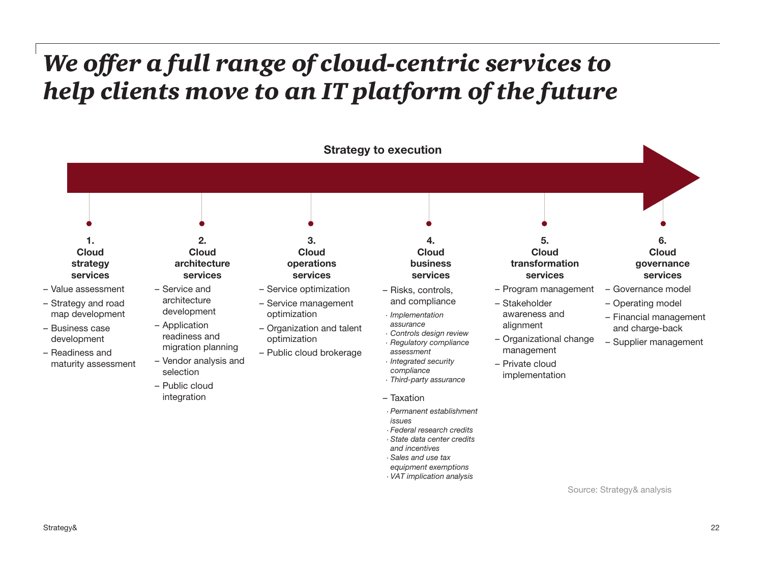# We offer a full range of cloud-centric services to help clients move to an IT platform of the future

**Strategy to execution**

### 1. Cloud strategy services

- Value assessment
- Strategy and road map development
- Business case development
- Readiness and maturity assessment

### 2. Cloud architecture services

- Service and architecture development
- Application readiness and migration planning
- Vendor analysis and selection
- Public cloud integration

### 3. Cloud operations services

- Service optimization
- Service management optimization
- Organization and talent optimization
- Public cloud brokerage

### 4. Cloud business services

- Risks, controls, and compliance
  - *Implementation assurance*
  - *Controls design review*
  - *Regulatory compliance assessment*
  - *Integrated security compliance*
  - *Third-party assurance*
- Taxation
  - *Permanent establishment issues*
  - *Federal research credits*
  - *State data center credits and incentives*
  - *Sales and use tax equipment exemptions*
  - *VAT implication analysis*

### 5. Cloud transformation services

- Program management
- Stakeholder awareness and alignment
- Organizational change management
- Private cloud implementation

### 6. Cloud governance services

- Governance model
- Operating model
- Financial management and charge-back
- Supplier management

Source: Strategy& analysis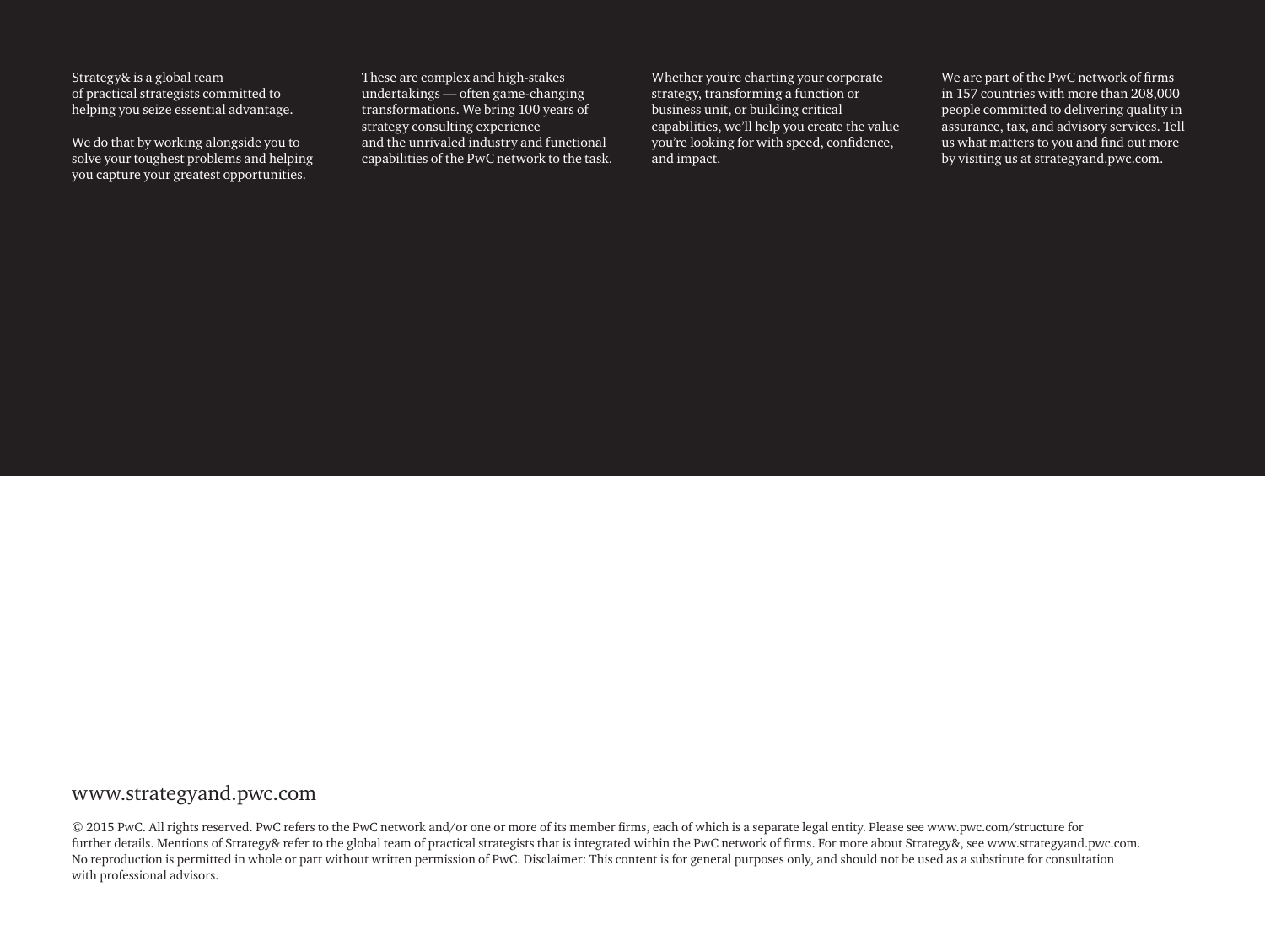Strategy& is a global team of practical strategists committed to helping you seize essential advantage.

We do that by working alongside you to solve your toughest problems and helping you capture your greatest opportunities.

These are complex and high-stakes undertakings — often game-changing transformations. We bring 100 years of strategy consulting experience and the unrivaled industry and functional capabilities of the PwC network to the task.

Whether you're charting your corporate strategy, transforming a function or business unit, or building critical capabilities, we'll help you create the value you're looking for with speed, confidence, and impact.

We are part of the PwC network of firms in 157 countries with more than 208,000 people committed to delivering quality in assurance, tax, and advisory services. Tell us what matters to you and find out more by visiting us at strategyand.pwc.com.

www.strategyand.pwc.com

© 2015 PwC. All rights reserved. PwC refers to the PwC network and/or one or more of its member firms, each of which is a separate legal entity. Please see www.pwc.com/structure for further details. Mentions of Strategy& refer to the global team of practical strategists that is integrated within the PwC network of firms. For more about Strategy&, see www.strategyand.pwc.com. No reproduction is permitted in whole or part without written permission of PwC. Disclaimer: This content is for general purposes only, and should not be used as a substitute for consultation with professional advisors.